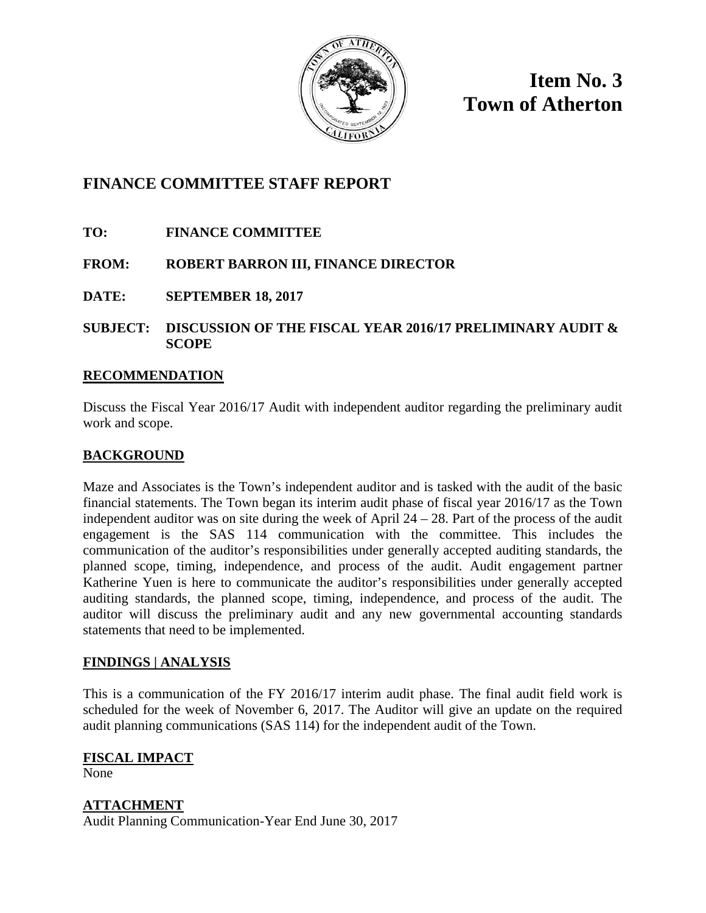# Item No. 3
# Town of Atherton

## FINANCE COMMITTEE STAFF REPORT

**TO:** FINANCE COMMITTEE

**FROM:** ROBERT BARRON III, FINANCE DIRECTOR

**DATE:** SEPTEMBER 18, 2017

**SUBJECT:** DISCUSSION OF THE FISCAL YEAR 2016/17 PRELIMINARY AUDIT & SCOPE

### RECOMMENDATION

Discuss the Fiscal Year 2016/17 Audit with independent auditor regarding the preliminary audit work and scope.

### BACKGROUND

Maze and Associates is the Town's independent auditor and is tasked with the audit of the basic financial statements. The Town began its interim audit phase of fiscal year 2016/17 as the Town independent auditor was on site during the week of April 24 – 28. Part of the process of the audit engagement is the SAS 114 communication with the committee. This includes the communication of the auditor's responsibilities under generally accepted auditing standards, the planned scope, timing, independence, and process of the audit. Audit engagement partner Katherine Yuen is here to communicate the auditor's responsibilities under generally accepted auditing standards, the planned scope, timing, independence, and process of the audit. The auditor will discuss the preliminary audit and any new governmental accounting standards statements that need to be implemented.

### FINDINGS | ANALYSIS

This is a communication of the FY 2016/17 interim audit phase. The final audit field work is scheduled for the week of November 6, 2017. The Auditor will give an update on the required audit planning communications (SAS 114) for the independent audit of the Town.

### FISCAL IMPACT

None

### ATTACHMENT

Audit Planning Communication-Year End June 30, 2017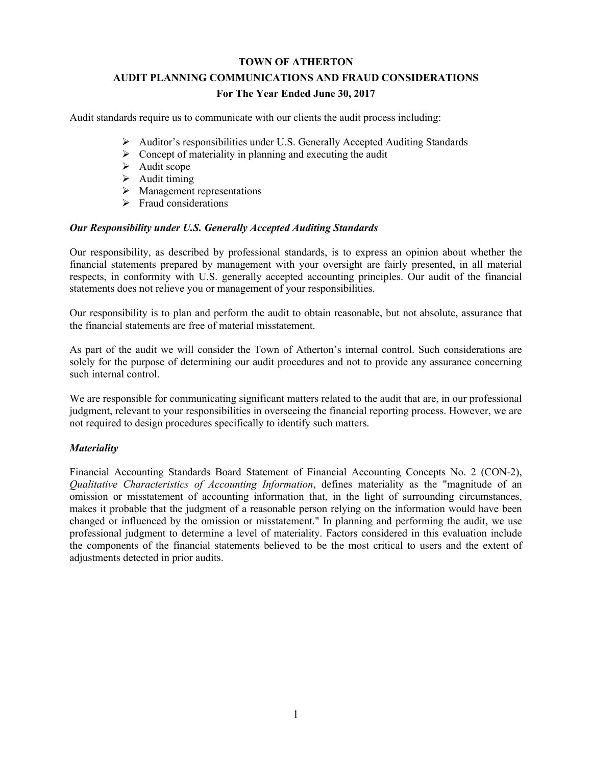# TOWN OF ATHERTON

## AUDIT PLANNING COMMUNICATIONS AND FRAUD CONSIDERATIONS

### For The Year Ended June 30, 2017

Audit standards require us to communicate with our clients the audit process including:

- Auditor's responsibilities under U.S. Generally Accepted Auditing Standards
- Concept of materiality in planning and executing the audit
- Audit scope
- Audit timing
- Management representations
- Fraud considerations

***Our Responsibility under U.S. Generally Accepted Auditing Standards***

Our responsibility, as described by professional standards, is to express an opinion about whether the financial statements prepared by management with your oversight are fairly presented, in all material respects, in conformity with U.S. generally accepted accounting principles. Our audit of the financial statements does not relieve you or management of your responsibilities.

Our responsibility is to plan and perform the audit to obtain reasonable, but not absolute, assurance that the financial statements are free of material misstatement.

As part of the audit we will consider the Town of Atherton's internal control. Such considerations are solely for the purpose of determining our audit procedures and not to provide any assurance concerning such internal control.

We are responsible for communicating significant matters related to the audit that are, in our professional judgment, relevant to your responsibilities in overseeing the financial reporting process. However, we are not required to design procedures specifically to identify such matters.

***Materiality***

Financial Accounting Standards Board Statement of Financial Accounting Concepts No. 2 (CON-2), *Qualitative Characteristics of Accounting Information*, defines materiality as the "magnitude of an omission or misstatement of accounting information that, in the light of surrounding circumstances, makes it probable that the judgment of a reasonable person relying on the information would have been changed or influenced by the omission or misstatement." In planning and performing the audit, we use professional judgment to determine a level of materiality. Factors considered in this evaluation include the components of the financial statements believed to be the most critical to users and the extent of adjustments detected in prior audits.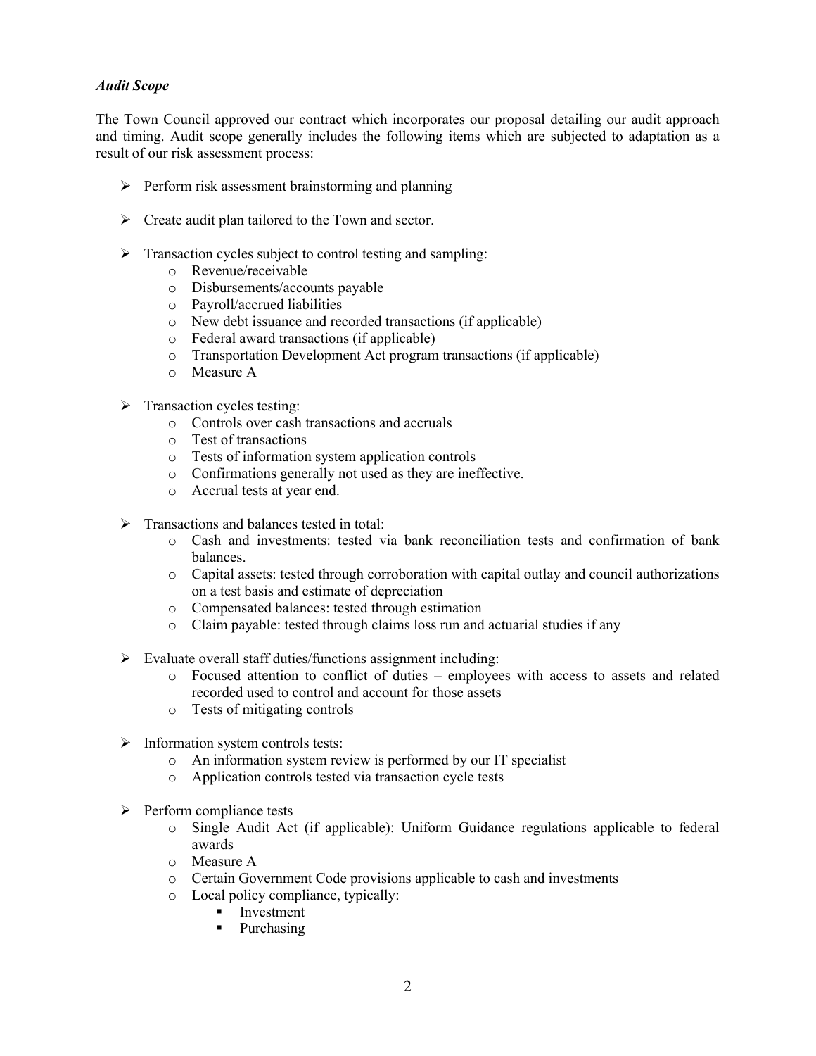***Audit Scope***

The Town Council approved our contract which incorporates our proposal detailing our audit approach and timing. Audit scope generally includes the following items which are subjected to adaptation as a result of our risk assessment process:

- Perform risk assessment brainstorming and planning
- Create audit plan tailored to the Town and sector.
- Transaction cycles subject to control testing and sampling:
  - Revenue/receivable
  - Disbursements/accounts payable
  - Payroll/accrued liabilities
  - New debt issuance and recorded transactions (if applicable)
  - Federal award transactions (if applicable)
  - Transportation Development Act program transactions (if applicable)
  - Measure A
- Transaction cycles testing:
  - Controls over cash transactions and accruals
  - Test of transactions
  - Tests of information system application controls
  - Confirmations generally not used as they are ineffective.
  - Accrual tests at year end.
- Transactions and balances tested in total:
  - Cash and investments: tested via bank reconciliation tests and confirmation of bank balances.
  - Capital assets: tested through corroboration with capital outlay and council authorizations on a test basis and estimate of depreciation
  - Compensated balances: tested through estimation
  - Claim payable: tested through claims loss run and actuarial studies if any
- Evaluate overall staff duties/functions assignment including:
  - Focused attention to conflict of duties – employees with access to assets and related recorded used to control and account for those assets
  - Tests of mitigating controls
- Information system controls tests:
  - An information system review is performed by our IT specialist
  - Application controls tested via transaction cycle tests
- Perform compliance tests
  - Single Audit Act (if applicable): Uniform Guidance regulations applicable to federal awards
  - Measure A
  - Certain Government Code provisions applicable to cash and investments
  - Local policy compliance, typically:
    - Investment
    - Purchasing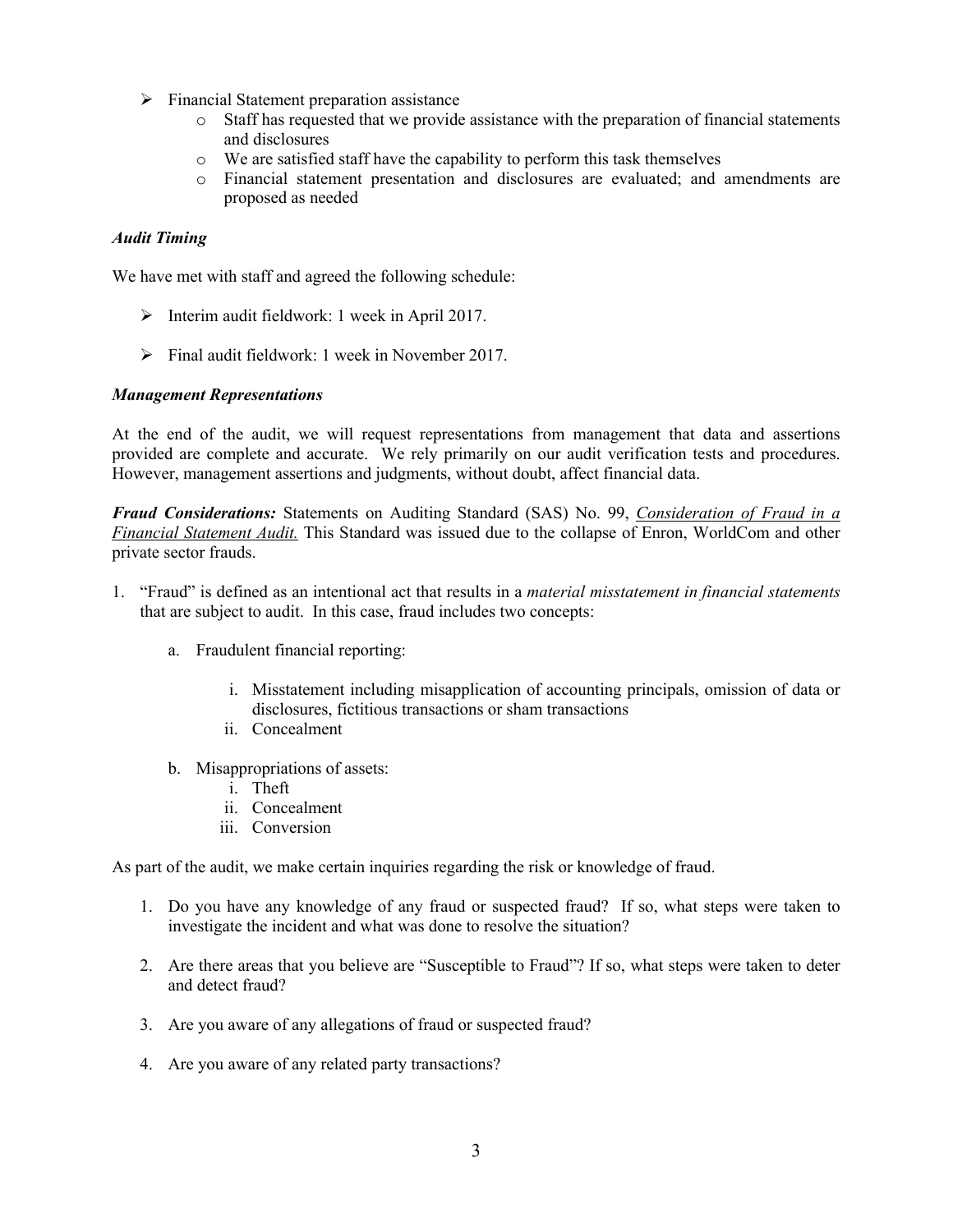- Financial Statement preparation assistance
  - Staff has requested that we provide assistance with the preparation of financial statements and disclosures
  - We are satisfied staff have the capability to perform this task themselves
  - Financial statement presentation and disclosures are evaluated; and amendments are proposed as needed

***Audit Timing***

We have met with staff and agreed the following schedule:

- Interim audit fieldwork: 1 week in April 2017.

- Final audit fieldwork: 1 week in November 2017.

***Management Representations***

At the end of the audit, we will request representations from management that data and assertions provided are complete and accurate. We rely primarily on our audit verification tests and procedures. However, management assertions and judgments, without doubt, affect financial data.

***Fraud Considerations:*** Statements on Auditing Standard (SAS) No. 99, *Consideration of Fraud in a Financial Statement Audit.* This Standard was issued due to the collapse of Enron, WorldCom and other private sector frauds.

1. "Fraud" is defined as an intentional act that results in a *material misstatement in financial statements* that are subject to audit. In this case, fraud includes two concepts:

   a. Fraudulent financial reporting:

      i. Misstatement including misapplication of accounting principals, omission of data or disclosures, fictitious transactions or sham transactions
      ii. Concealment

   b. Misappropriations of assets:
      i. Theft
      ii. Concealment
      iii. Conversion

As part of the audit, we make certain inquiries regarding the risk or knowledge of fraud.

1. Do you have any knowledge of any fraud or suspected fraud? If so, what steps were taken to investigate the incident and what was done to resolve the situation?

2. Are there areas that you believe are "Susceptible to Fraud"? If so, what steps were taken to deter and detect fraud?

3. Are you aware of any allegations of fraud or suspected fraud?

4. Are you aware of any related party transactions?